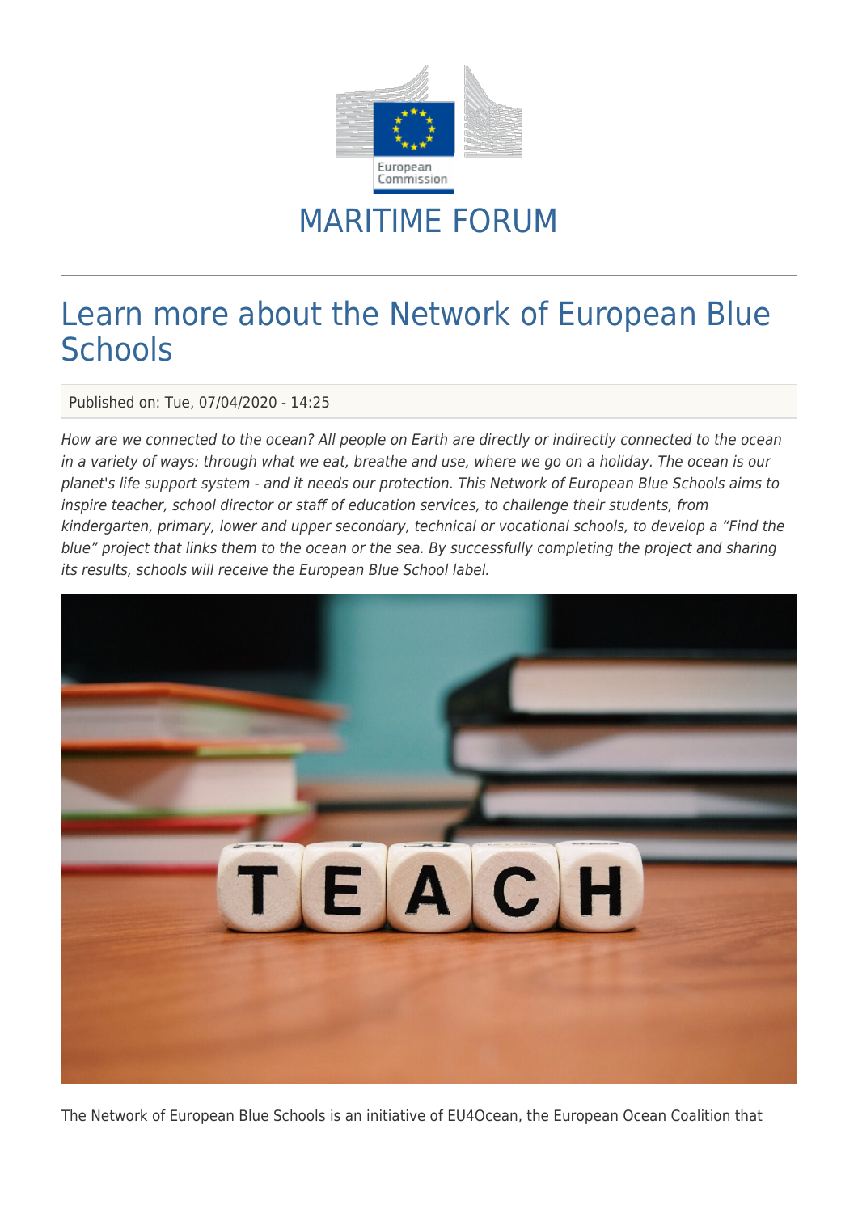MARITIME FORUM

# Learn more about the Network of European Blue Schools

Published on: Tue, 07/04/2020 - 14:25

*How are we connected to the ocean? All people on Earth are directly or indirectly connected to the ocean in a variety of ways: through what we eat, breathe and use, where we go on a holiday. The ocean is our planet's life support system - and it needs our protection. This Network of European Blue Schools aims to inspire teacher, school director or staff of education services, to challenge their students, from kindergarten, primary, lower and upper secondary, technical or vocational schools, to develop a "Find the blue" project that links them to the ocean or the sea. By successfully completing the project and sharing its results, schools will receive the European Blue School label.*

The Network of European Blue Schools is an initiative of EU4Ocean, the European Ocean Coalition that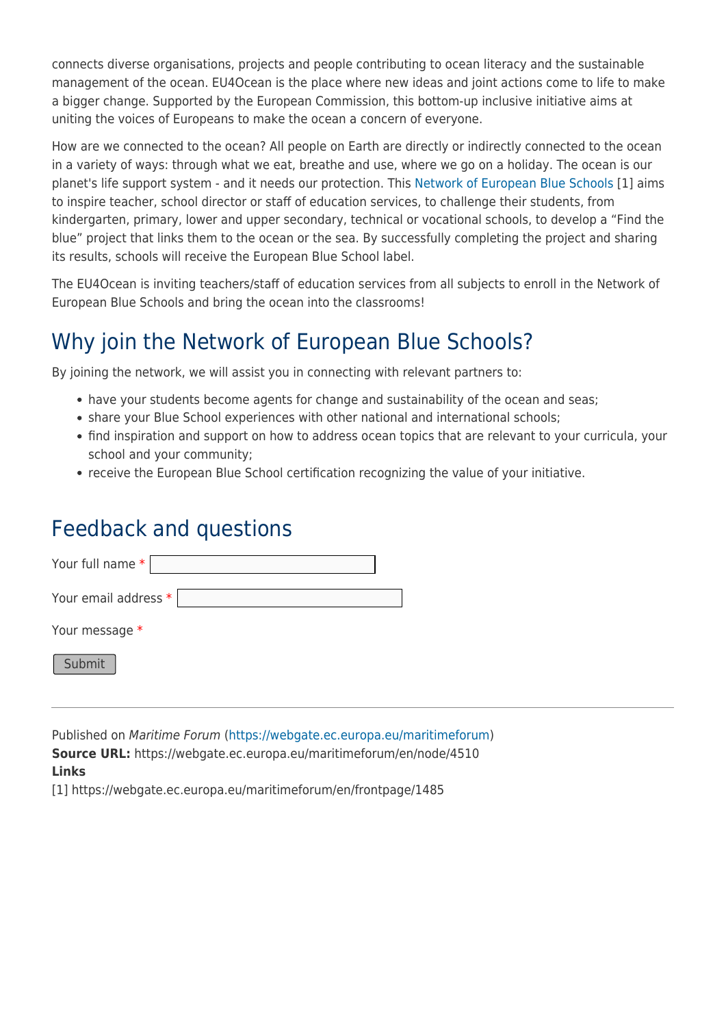connects diverse organisations, projects and people contributing to ocean literacy and the sustainable management of the ocean. EU4Ocean is the place where new ideas and joint actions come to life to make a bigger change. Supported by the European Commission, this bottom-up inclusive initiative aims at uniting the voices of Europeans to make the ocean a concern of everyone.

How are we connected to the ocean? All people on Earth are directly or indirectly connected to the ocean in a variety of ways: through what we eat, breathe and use, where we go on a holiday. The ocean is our planet's life support system - and it needs our protection. This Network of European Blue Schools [1] aims to inspire teacher, school director or staff of education services, to challenge their students, from kindergarten, primary, lower and upper secondary, technical or vocational schools, to develop a "Find the blue" project that links them to the ocean or the sea. By successfully completing the project and sharing its results, schools will receive the European Blue School label.

The EU4Ocean is inviting teachers/staff of education services from all subjects to enroll in the Network of European Blue Schools and bring the ocean into the classrooms!

## Why join the Network of European Blue Schools?

By joining the network, we will assist you in connecting with relevant partners to:

- have your students become agents for change and sustainability of the ocean and seas;
- share your Blue School experiences with other national and international schools;
- find inspiration and support on how to address ocean topics that are relevant to your curricula, your school and your community;
- receive the European Blue School certification recognizing the value of your initiative.

## Feedback and questions

Your full name *

Your email address *

Your message *

Submit

---

Published on *Maritime Forum* (https://webgate.ec.europa.eu/maritimeforum)
**Source URL:** https://webgate.ec.europa.eu/maritimeforum/en/node/4510
**Links**
[1] https://webgate.ec.europa.eu/maritimeforum/en/frontpage/1485